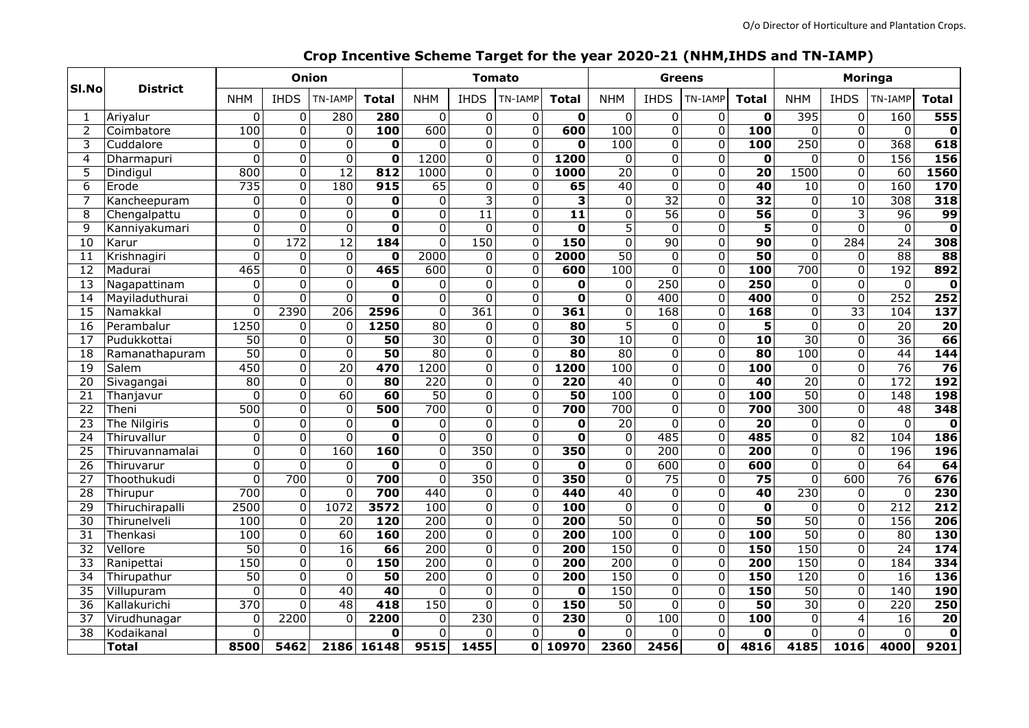## Crop Incentive Scheme Target for the year 2020-21 (NHM,IHDS and TN-IAMP)

| Sl.No | District | Onion | | | | Tomato | | | | Greens | | | | Moringa | | | |
|---|---|---|---|---|---|---|---|---|---|---|---|---|---|---|---|---|---|
| | | NHM | IHDS | TN-IAMP | Total | NHM | IHDS | TN-IAMP | Total | NHM | IHDS | TN-IAMP | Total | NHM | IHDS | TN-IAMP | Total |
| 1 | Ariyalur | 0 | 0 | 280 | **280** | 0 | 0 | 0 | **0** | 0 | 0 | 0 | **0** | 395 | 0 | 160 | **555** |
| 2 | Coimbatore | 100 | 0 | 0 | **100** | 600 | 0 | 0 | **600** | 100 | 0 | 0 | **100** | 0 | 0 | 0 | **0** |
| 3 | Cuddalore | 0 | 0 | 0 | **0** | 0 | 0 | 0 | **0** | 100 | 0 | 0 | **100** | 250 | 0 | 368 | **618** |
| 4 | Dharmapuri | 0 | 0 | 0 | **0** | 1200 | 0 | 0 | **1200** | 0 | 0 | 0 | **0** | 0 | 0 | 156 | **156** |
| 5 | Dindigul | 800 | 0 | 12 | **812** | 1000 | 0 | 0 | **1000** | 20 | 0 | 0 | **20** | 1500 | 0 | 60 | **1560** |
| 6 | Erode | 735 | 0 | 180 | **915** | 65 | 0 | 0 | **65** | 40 | 0 | 0 | **40** | 10 | 0 | 160 | **170** |
| 7 | Kancheepuram | 0 | 0 | 0 | **0** | 0 | 3 | 0 | **3** | 0 | 32 | 0 | **32** | 0 | 10 | 308 | **318** |
| 8 | Chengalpattu | 0 | 0 | 0 | **0** | 0 | 11 | 0 | **11** | 0 | 56 | 0 | **56** | 0 | 3 | 96 | **99** |
| 9 | Kanniyakumari | 0 | 0 | 0 | **0** | 0 | 0 | 0 | **0** | 5 | 0 | 0 | **5** | 0 | 0 | 0 | **0** |
| 10 | Karur | 0 | 172 | 12 | **184** | 0 | 150 | 0 | **150** | 0 | 90 | 0 | **90** | 0 | 284 | 24 | **308** |
| 11 | Krishnagiri | 0 | 0 | 0 | **0** | 2000 | 0 | 0 | **2000** | 50 | 0 | 0 | **50** | 0 | 0 | 88 | **88** |
| 12 | Madurai | 465 | 0 | 0 | **465** | 600 | 0 | 0 | **600** | 100 | 0 | 0 | **100** | 700 | 0 | 192 | **892** |
| 13 | Nagapattinam | 0 | 0 | 0 | **0** | 0 | 0 | 0 | **0** | 0 | 250 | 0 | **250** | 0 | 0 | 0 | **0** |
| 14 | Mayiladuthurai | 0 | 0 | 0 | **0** | 0 | 0 | 0 | **0** | 0 | 400 | 0 | **400** | 0 | 0 | 252 | **252** |
| 15 | Namakkal | 0 | 2390 | 206 | **2596** | 0 | 361 | 0 | **361** | 0 | 168 | 0 | **168** | 0 | 33 | 104 | **137** |
| 16 | Perambalur | 1250 | 0 | 0 | **1250** | 80 | 0 | 0 | **80** | 5 | 0 | 0 | **5** | 0 | 0 | 20 | **20** |
| 17 | Pudukkottai | 50 | 0 | 0 | **50** | 30 | 0 | 0 | **30** | 10 | 0 | 0 | **10** | 30 | 0 | 36 | **66** |
| 18 | Ramanathapuram | 50 | 0 | 0 | **50** | 80 | 0 | 0 | **80** | 80 | 0 | 0 | **80** | 100 | 0 | 44 | **144** |
| 19 | Salem | 450 | 0 | 20 | **470** | 1200 | 0 | 0 | **1200** | 100 | 0 | 0 | **100** | 0 | 0 | 76 | **76** |
| 20 | Sivagangai | 80 | 0 | 0 | **80** | 220 | 0 | 0 | **220** | 40 | 0 | 0 | **40** | 20 | 0 | 172 | **192** |
| 21 | Thanjavur | 0 | 0 | 60 | **60** | 50 | 0 | 0 | **50** | 100 | 0 | 0 | **100** | 50 | 0 | 148 | **198** |
| 22 | Theni | 500 | 0 | 0 | **500** | 700 | 0 | 0 | **700** | 700 | 0 | 0 | **700** | 300 | 0 | 48 | **348** |
| 23 | The Nilgiris | 0 | 0 | 0 | **0** | 0 | 0 | 0 | **0** | 20 | 0 | 0 | **20** | 0 | 0 | 0 | **0** |
| 24 | Thiruvallur | 0 | 0 | 0 | **0** | 0 | 0 | 0 | **0** | 0 | 485 | 0 | **485** | 0 | 82 | 104 | **186** |
| 25 | Thiruvannamalai | 0 | 0 | 160 | **160** | 0 | 350 | 0 | **350** | 0 | 200 | 0 | **200** | 0 | 0 | 196 | **196** |
| 26 | Thiruvarur | 0 | 0 | 0 | **0** | 0 | 0 | 0 | **0** | 0 | 600 | 0 | **600** | 0 | 0 | 64 | **64** |
| 27 | Thoothukudi | 0 | 700 | 0 | **700** | 0 | 350 | 0 | **350** | 0 | 75 | 0 | **75** | 0 | 600 | 76 | **676** |
| 28 | Thirupur | 700 | 0 | 0 | **700** | 440 | 0 | 0 | **440** | 40 | 0 | 0 | **40** | 230 | 0 | 0 | **230** |
| 29 | Thiruchirapalli | 2500 | 0 | 1072 | **3572** | 100 | 0 | 0 | **100** | 0 | 0 | 0 | **0** | 0 | 0 | 212 | **212** |
| 30 | Thirunelveli | 100 | 0 | 20 | **120** | 200 | 0 | 0 | **200** | 50 | 0 | 0 | **50** | 50 | 0 | 156 | **206** |
| 31 | Thenkasi | 100 | 0 | 60 | **160** | 200 | 0 | 0 | **200** | 100 | 0 | 0 | **100** | 50 | 0 | 80 | **130** |
| 32 | Vellore | 50 | 0 | 16 | **66** | 200 | 0 | 0 | **200** | 150 | 0 | 0 | **150** | 150 | 0 | 24 | **174** |
| 33 | Ranipettai | 150 | 0 | 0 | **150** | 200 | 0 | 0 | **200** | 200 | 0 | 0 | **200** | 150 | 0 | 184 | **334** |
| 34 | Thirupathur | 50 | 0 | 0 | **50** | 200 | 0 | 0 | **200** | 150 | 0 | 0 | **150** | 120 | 0 | 16 | **136** |
| 35 | Villupuram | 0 | 0 | 40 | **40** | 0 | 0 | 0 | **0** | 150 | 0 | 0 | **150** | 50 | 0 | 140 | **190** |
| 36 | Kallakurichi | 370 | 0 | 48 | **418** | 150 | 0 | 0 | **150** | 50 | 0 | 0 | **50** | 30 | 0 | 220 | **250** |
| 37 | Virudhunagar | 0 | 2200 | 0 | **2200** | 0 | 230 | 0 | **230** | 0 | 100 | 0 | **100** | 0 | 4 | 16 | **20** |
| 38 | Kodaikanal | 0 | | | **0** | 0 | 0 | 0 | **0** | 0 | 0 | 0 | **0** | 0 | 0 | 0 | **0** |
| | **Total** | **8500** | **5462** | **2186** | **16148** | **9515** | **1455** | **0** | **10970** | **2360** | **2456** | **0** | **4816** | **4185** | **1016** | **4000** | **9201** |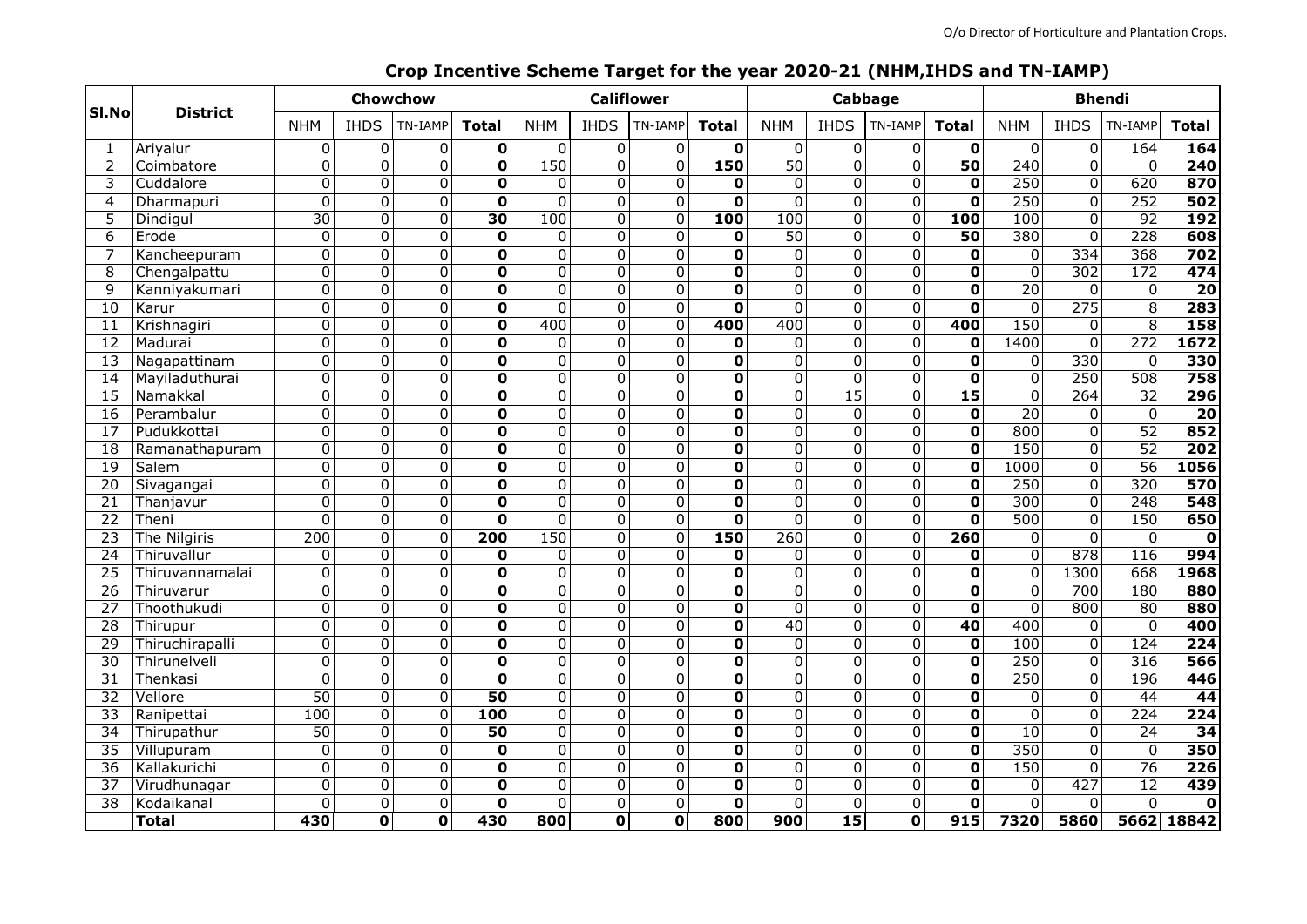# Crop Incentive Scheme Target for the year 2020-21 (NHM,IHDS and TN-IAMP)

| Sl.No | District | Chowchow | | | | Califlower | | | | Cabbage | | | | Bhendi | | | |
|---|---|---|---|---|---|---|---|---|---|---|---|---|---|---|---|---|---|
| | | NHM | IHDS | TN-IAMP | Total | NHM | IHDS | TN-IAMP | Total | NHM | IHDS | TN-IAMP | Total | NHM | IHDS | TN-IAMP | Total |
| 1 | Ariyalur | 0 | 0 | 0 | **0** | 0 | 0 | 0 | **0** | 0 | 0 | 0 | **0** | 0 | 0 | 164 | **164** |
| 2 | Coimbatore | 0 | 0 | 0 | **0** | 150 | 0 | 0 | **150** | 50 | 0 | 0 | **50** | 240 | 0 | 0 | **240** |
| 3 | Cuddalore | 0 | 0 | 0 | **0** | 0 | 0 | 0 | **0** | 0 | 0 | 0 | **0** | 250 | 0 | 620 | **870** |
| 4 | Dharmapuri | 0 | 0 | 0 | **0** | 0 | 0 | 0 | **0** | 0 | 0 | 0 | **0** | 250 | 0 | 252 | **502** |
| 5 | Dindigul | 30 | 0 | 0 | **30** | 100 | 0 | 0 | **100** | 100 | 0 | 0 | **100** | 100 | 0 | 92 | **192** |
| 6 | Erode | 0 | 0 | 0 | **0** | 0 | 0 | 0 | **0** | 50 | 0 | 0 | **50** | 380 | 0 | 228 | **608** |
| 7 | Kancheepuram | 0 | 0 | 0 | **0** | 0 | 0 | 0 | **0** | 0 | 0 | 0 | **0** | 0 | 334 | 368 | **702** |
| 8 | Chengalpattu | 0 | 0 | 0 | **0** | 0 | 0 | 0 | **0** | 0 | 0 | 0 | **0** | 0 | 302 | 172 | **474** |
| 9 | Kanniyakumari | 0 | 0 | 0 | **0** | 0 | 0 | 0 | **0** | 0 | 0 | 0 | **0** | 20 | 0 | 0 | **20** |
| 10 | Karur | 0 | 0 | 0 | **0** | 0 | 0 | 0 | **0** | 0 | 0 | 0 | **0** | 0 | 275 | 8 | **283** |
| 11 | Krishnagiri | 0 | 0 | 0 | **0** | 400 | 0 | 0 | **400** | 400 | 0 | 0 | **400** | 150 | 0 | 8 | **158** |
| 12 | Madurai | 0 | 0 | 0 | **0** | 0 | 0 | 0 | **0** | 0 | 0 | 0 | **0** | 1400 | 0 | 272 | **1672** |
| 13 | Nagapattinam | 0 | 0 | 0 | **0** | 0 | 0 | 0 | **0** | 0 | 0 | 0 | **0** | 0 | 330 | 0 | **330** |
| 14 | Mayiladuthurai | 0 | 0 | 0 | **0** | 0 | 0 | 0 | **0** | 0 | 0 | 0 | **0** | 0 | 250 | 508 | **758** |
| 15 | Namakkal | 0 | 0 | 0 | **0** | 0 | 0 | 0 | **0** | 0 | 15 | 0 | **15** | 0 | 264 | 32 | **296** |
| 16 | Perambalur | 0 | 0 | 0 | **0** | 0 | 0 | 0 | **0** | 0 | 0 | 0 | **0** | 20 | 0 | 0 | **20** |
| 17 | Pudukkottai | 0 | 0 | 0 | **0** | 0 | 0 | 0 | **0** | 0 | 0 | 0 | **0** | 800 | 0 | 52 | **852** |
| 18 | Ramanathapuram | 0 | 0 | 0 | **0** | 0 | 0 | 0 | **0** | 0 | 0 | 0 | **0** | 150 | 0 | 52 | **202** |
| 19 | Salem | 0 | 0 | 0 | **0** | 0 | 0 | 0 | **0** | 0 | 0 | 0 | **0** | 1000 | 0 | 56 | **1056** |
| 20 | Sivagangai | 0 | 0 | 0 | **0** | 0 | 0 | 0 | **0** | 0 | 0 | 0 | **0** | 250 | 0 | 320 | **570** |
| 21 | Thanjavur | 0 | 0 | 0 | **0** | 0 | 0 | 0 | **0** | 0 | 0 | 0 | **0** | 300 | 0 | 248 | **548** |
| 22 | Theni | 0 | 0 | 0 | **0** | 0 | 0 | 0 | **0** | 0 | 0 | 0 | **0** | 500 | 0 | 150 | **650** |
| 23 | The Nilgiris | 200 | 0 | 0 | **200** | 150 | 0 | 0 | **150** | 260 | 0 | 0 | **260** | 0 | 0 | 0 | **0** |
| 24 | Thiruvallur | 0 | 0 | 0 | **0** | 0 | 0 | 0 | **0** | 0 | 0 | 0 | **0** | 0 | 878 | 116 | **994** |
| 25 | Thiruvannamalai | 0 | 0 | 0 | **0** | 0 | 0 | 0 | **0** | 0 | 0 | 0 | **0** | 0 | 1300 | 668 | **1968** |
| 26 | Thiruvarur | 0 | 0 | 0 | **0** | 0 | 0 | 0 | **0** | 0 | 0 | 0 | **0** | 0 | 700 | 180 | **880** |
| 27 | Thoothukudi | 0 | 0 | 0 | **0** | 0 | 0 | 0 | **0** | 0 | 0 | 0 | **0** | 0 | 800 | 80 | **880** |
| 28 | Thirupur | 0 | 0 | 0 | **0** | 0 | 0 | 0 | **0** | 40 | 0 | 0 | **40** | 400 | 0 | 0 | **400** |
| 29 | Thiruchirapalli | 0 | 0 | 0 | **0** | 0 | 0 | 0 | **0** | 0 | 0 | 0 | **0** | 100 | 0 | 124 | **224** |
| 30 | Thirunelveli | 0 | 0 | 0 | **0** | 0 | 0 | 0 | **0** | 0 | 0 | 0 | **0** | 250 | 0 | 316 | **566** |
| 31 | Thenkasi | 0 | 0 | 0 | **0** | 0 | 0 | 0 | **0** | 0 | 0 | 0 | **0** | 250 | 0 | 196 | **446** |
| 32 | Vellore | 50 | 0 | 0 | **50** | 0 | 0 | 0 | **0** | 0 | 0 | 0 | **0** | 0 | 0 | 44 | **44** |
| 33 | Ranipettai | 100 | 0 | 0 | **100** | 0 | 0 | 0 | **0** | 0 | 0 | 0 | **0** | 0 | 0 | 224 | **224** |
| 34 | Thirupathur | 50 | 0 | 0 | **50** | 0 | 0 | 0 | **0** | 0 | 0 | 0 | **0** | 10 | 0 | 24 | **34** |
| 35 | Villupuram | 0 | 0 | 0 | **0** | 0 | 0 | 0 | **0** | 0 | 0 | 0 | **0** | 350 | 0 | 0 | **350** |
| 36 | Kallakurichi | 0 | 0 | 0 | **0** | 0 | 0 | 0 | **0** | 0 | 0 | 0 | **0** | 150 | 0 | 76 | **226** |
| 37 | Virudhunagar | 0 | 0 | 0 | **0** | 0 | 0 | 0 | **0** | 0 | 0 | 0 | **0** | 0 | 427 | 12 | **439** |
| 38 | Kodaikanal | 0 | 0 | 0 | **0** | 0 | 0 | 0 | **0** | 0 | 0 | 0 | **0** | 0 | 0 | 0 | **0** |
| | **Total** | **430** | **0** | **0** | **430** | **800** | **0** | **0** | **800** | **900** | **15** | **0** | **915** | **7320** | **5860** | **5662** | **18842** |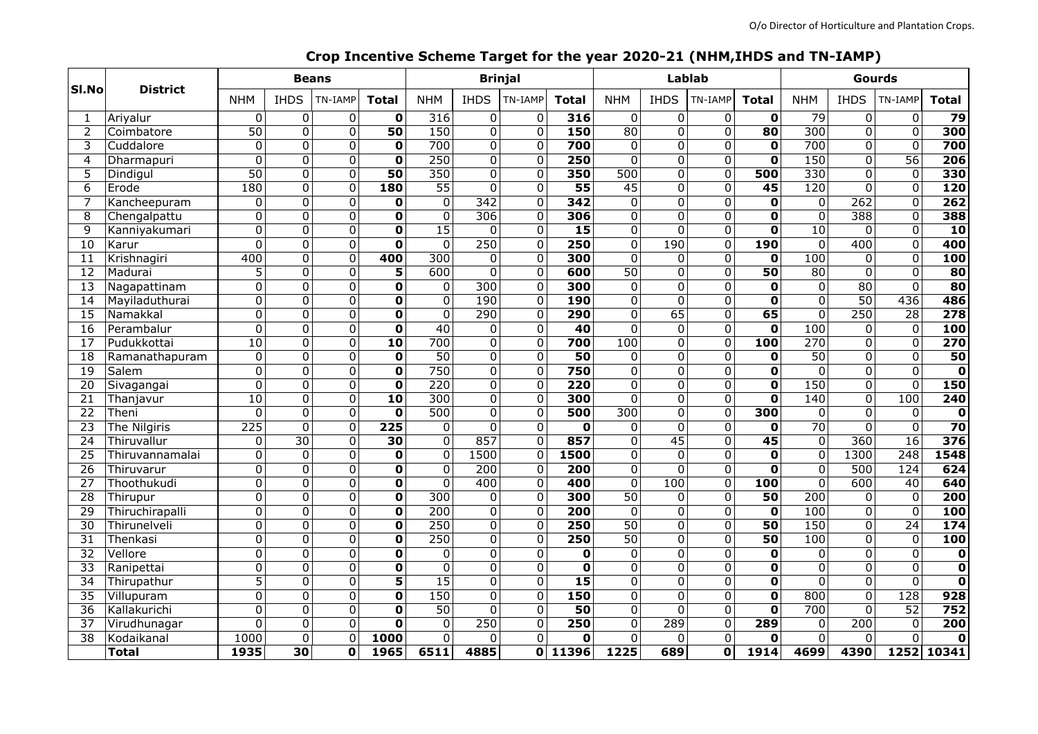# Crop Incentive Scheme Target for the year 2020-21 (NHM,IHDS and TN-IAMP)

| Sl.No | District | Beans | | | | Brinjal | | | | Lablab | | | | Gourds | | | |
|---|---|---|---|---|---|---|---|---|---|---|---|---|---|---|---|---|---|
| | | NHM | IHDS | TN-IAMP | Total | NHM | IHDS | TN-IAMP | Total | NHM | IHDS | TN-IAMP | Total | NHM | IHDS | TN-IAMP | Total |
| 1 | Ariyalur | 0 | 0 | 0 | **0** | 316 | 0 | 0 | **316** | 0 | 0 | 0 | **0** | 79 | 0 | 0 | **79** |
| 2 | Coimbatore | 50 | 0 | 0 | **50** | 150 | 0 | 0 | **150** | 80 | 0 | 0 | **80** | 300 | 0 | 0 | **300** |
| 3 | Cuddalore | 0 | 0 | 0 | **0** | 700 | 0 | 0 | **700** | 0 | 0 | 0 | **0** | 700 | 0 | 0 | **700** |
| 4 | Dharmapuri | 0 | 0 | 0 | **0** | 250 | 0 | 0 | **250** | 0 | 0 | 0 | **0** | 150 | 0 | 56 | **206** |
| 5 | Dindigul | 50 | 0 | 0 | **50** | 350 | 0 | 0 | **350** | 500 | 0 | 0 | **500** | 330 | 0 | 0 | **330** |
| 6 | Erode | 180 | 0 | 0 | **180** | 55 | 0 | 0 | **55** | 45 | 0 | 0 | **45** | 120 | 0 | 0 | **120** |
| 7 | Kancheepuram | 0 | 0 | 0 | **0** | 0 | 342 | 0 | **342** | 0 | 0 | 0 | **0** | 0 | 262 | 0 | **262** |
| 8 | Chengalpattu | 0 | 0 | 0 | **0** | 0 | 306 | 0 | **306** | 0 | 0 | 0 | **0** | 0 | 388 | 0 | **388** |
| 9 | Kanniyakumari | 0 | 0 | 0 | **0** | 15 | 0 | 0 | **15** | 0 | 0 | 0 | **0** | 10 | 0 | 0 | **10** |
| 10 | Karur | 0 | 0 | 0 | **0** | 0 | 250 | 0 | **250** | 0 | 190 | 0 | **190** | 0 | 400 | 0 | **400** |
| 11 | Krishnagiri | 400 | 0 | 0 | **400** | 300 | 0 | 0 | **300** | 0 | 0 | 0 | **0** | 100 | 0 | 0 | **100** |
| 12 | Madurai | 5 | 0 | 0 | **5** | 600 | 0 | 0 | **600** | 50 | 0 | 0 | **50** | 80 | 0 | 0 | **80** |
| 13 | Nagapattinam | 0 | 0 | 0 | **0** | 0 | 300 | 0 | **300** | 0 | 0 | 0 | **0** | 0 | 80 | 0 | **80** |
| 14 | Mayiladuthurai | 0 | 0 | 0 | **0** | 0 | 190 | 0 | **190** | 0 | 0 | 0 | **0** | 0 | 50 | 436 | **486** |
| 15 | Namakkal | 0 | 0 | 0 | **0** | 0 | 290 | 0 | **290** | 0 | 65 | 0 | **65** | 0 | 250 | 28 | **278** |
| 16 | Perambalur | 0 | 0 | 0 | **0** | 40 | 0 | 0 | **40** | 0 | 0 | 0 | **0** | 100 | 0 | 0 | **100** |
| 17 | Pudukkottai | 10 | 0 | 0 | **10** | 700 | 0 | 0 | **700** | 100 | 0 | 0 | **100** | 270 | 0 | 0 | **270** |
| 18 | Ramanathapuram | 0 | 0 | 0 | **0** | 50 | 0 | 0 | **50** | 0 | 0 | 0 | **0** | 50 | 0 | 0 | **50** |
| 19 | Salem | 0 | 0 | 0 | **0** | 750 | 0 | 0 | **750** | 0 | 0 | 0 | **0** | 0 | 0 | 0 | **0** |
| 20 | Sivagangai | 0 | 0 | 0 | **0** | 220 | 0 | 0 | **220** | 0 | 0 | 0 | **0** | 150 | 0 | 0 | **150** |
| 21 | Thanjavur | 10 | 0 | 0 | **10** | 300 | 0 | 0 | **300** | 0 | 0 | 0 | **0** | 140 | 0 | 100 | **240** |
| 22 | Theni | 0 | 0 | 0 | **0** | 500 | 0 | 0 | **500** | 300 | 0 | 0 | **300** | 0 | 0 | 0 | **0** |
| 23 | The Nilgiris | 225 | 0 | 0 | **225** | 0 | 0 | 0 | **0** | 0 | 0 | 0 | **0** | 70 | 0 | 0 | **70** |
| 24 | Thiruvallur | 0 | 30 | 0 | **30** | 0 | 857 | 0 | **857** | 0 | 45 | 0 | **45** | 0 | 360 | 16 | **376** |
| 25 | Thiruvannamalai | 0 | 0 | 0 | **0** | 0 | 1500 | 0 | **1500** | 0 | 0 | 0 | **0** | 0 | 1300 | 248 | **1548** |
| 26 | Thiruvarur | 0 | 0 | 0 | **0** | 0 | 200 | 0 | **200** | 0 | 0 | 0 | **0** | 0 | 500 | 124 | **624** |
| 27 | Thoothukudi | 0 | 0 | 0 | **0** | 0 | 400 | 0 | **400** | 0 | 100 | 0 | **100** | 0 | 600 | 40 | **640** |
| 28 | Thirupur | 0 | 0 | 0 | **0** | 300 | 0 | 0 | **300** | 50 | 0 | 0 | **50** | 200 | 0 | 0 | **200** |
| 29 | Thiruchirapalli | 0 | 0 | 0 | **0** | 200 | 0 | 0 | **200** | 0 | 0 | 0 | **0** | 100 | 0 | 0 | **100** |
| 30 | Thirunelveli | 0 | 0 | 0 | **0** | 250 | 0 | 0 | **250** | 50 | 0 | 0 | **50** | 150 | 0 | 24 | **174** |
| 31 | Thenkasi | 0 | 0 | 0 | **0** | 250 | 0 | 0 | **250** | 50 | 0 | 0 | **50** | 100 | 0 | 0 | **100** |
| 32 | Vellore | 0 | 0 | 0 | **0** | 0 | 0 | 0 | **0** | 0 | 0 | 0 | **0** | 0 | 0 | 0 | **0** |
| 33 | Ranipettai | 0 | 0 | 0 | **0** | 0 | 0 | 0 | **0** | 0 | 0 | 0 | **0** | 0 | 0 | 0 | **0** |
| 34 | Thirupathur | 5 | 0 | 0 | **5** | 15 | 0 | 0 | **15** | 0 | 0 | 0 | **0** | 0 | 0 | 0 | **0** |
| 35 | Villupuram | 0 | 0 | 0 | **0** | 150 | 0 | 0 | **150** | 0 | 0 | 0 | **0** | 800 | 0 | 128 | **928** |
| 36 | Kallakurichi | 0 | 0 | 0 | **0** | 50 | 0 | 0 | **50** | 0 | 0 | 0 | **0** | 700 | 0 | 52 | **752** |
| 37 | Virudhunagar | 0 | 0 | 0 | **0** | 0 | 250 | 0 | **250** | 0 | 289 | 0 | **289** | 0 | 200 | 0 | **200** |
| 38 | Kodaikanal | 1000 | 0 | 0 | **1000** | 0 | 0 | 0 | **0** | 0 | 0 | 0 | **0** | 0 | 0 | 0 | **0** |
| | **Total** | **1935** | **30** | **0** | **1965** | **6511** | **4885** | **0** | **11396** | **1225** | **689** | **0** | **1914** | **4699** | **4390** | **1252** | **10341** |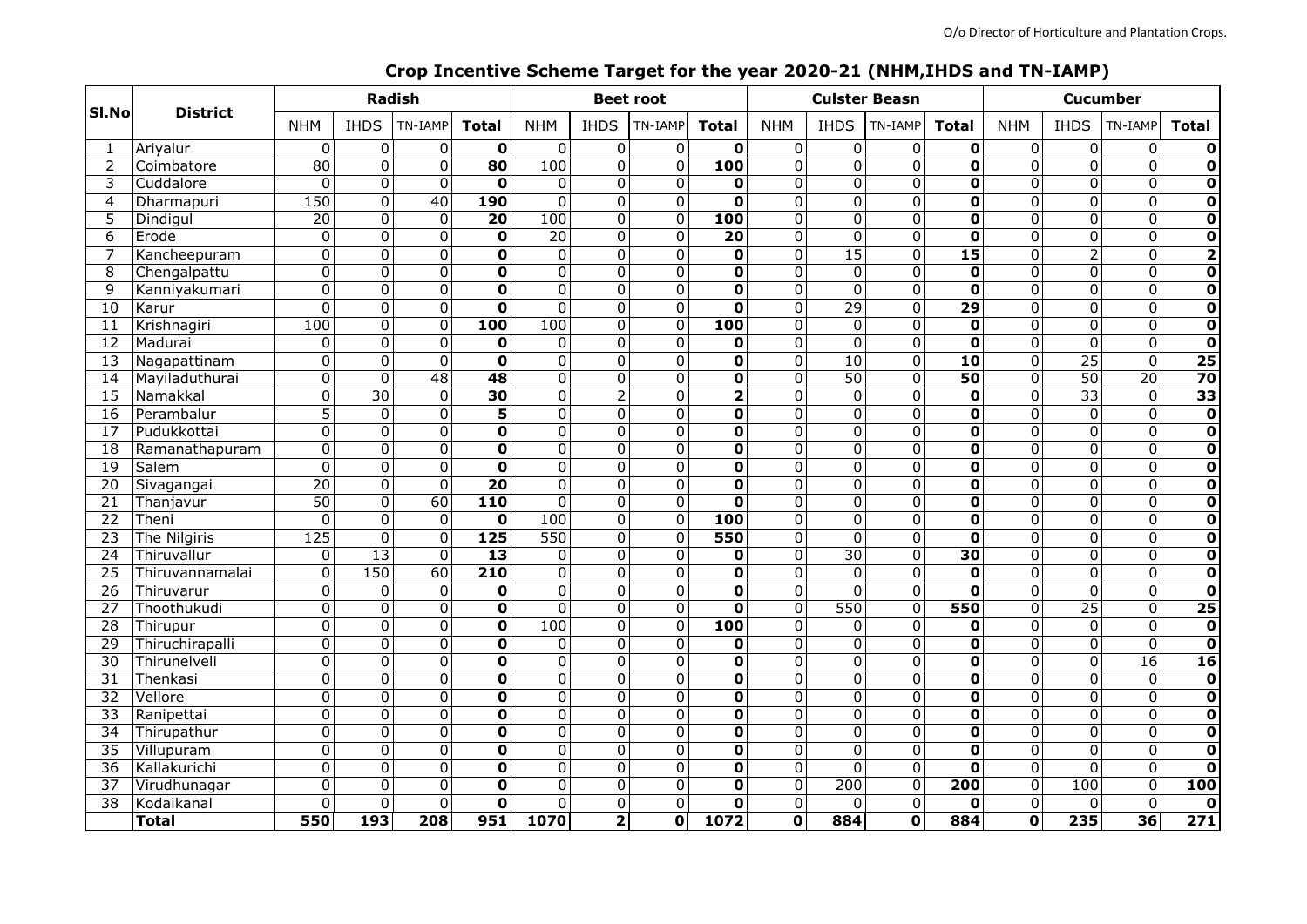# Crop Incentive Scheme Target for the year 2020-21 (NHM,IHDS and TN-IAMP)

| Sl.No | District | Radish | | | | Beet root | | | | Culster Beasn | | | | Cucumber | | | |
|---|---|---|---|---|---|---|---|---|---|---|---|---|---|---|---|---|---|
| | | NHM | IHDS | TN-IAMP | **Total** | NHM | IHDS | TN-IAMP | **Total** | NHM | IHDS | TN-IAMP | **Total** | NHM | IHDS | TN-IAMP | **Total** |
| 1 | Ariyalur | 0 | 0 | 0 | **0** | 0 | 0 | 0 | **0** | 0 | 0 | 0 | **0** | 0 | 0 | 0 | **0** |
| 2 | Coimbatore | 80 | 0 | 0 | **80** | 100 | 0 | 0 | **100** | 0 | 0 | 0 | **0** | 0 | 0 | 0 | **0** |
| 3 | Cuddalore | 0 | 0 | 0 | **0** | 0 | 0 | 0 | **0** | 0 | 0 | 0 | **0** | 0 | 0 | 0 | **0** |
| 4 | Dharmapuri | 150 | 0 | 40 | **190** | 0 | 0 | 0 | **0** | 0 | 0 | 0 | **0** | 0 | 0 | 0 | **0** |
| 5 | Dindigul | 20 | 0 | 0 | **20** | 100 | 0 | 0 | **100** | 0 | 0 | 0 | **0** | 0 | 0 | 0 | **0** |
| 6 | Erode | 0 | 0 | 0 | **0** | 20 | 0 | 0 | **20** | 0 | 0 | 0 | **0** | 0 | 0 | 0 | **0** |
| 7 | Kancheepuram | 0 | 0 | 0 | **0** | 0 | 0 | 0 | **0** | 0 | 15 | 0 | **15** | 0 | 2 | 0 | **2** |
| 8 | Chengalpattu | 0 | 0 | 0 | **0** | 0 | 0 | 0 | **0** | 0 | 0 | 0 | **0** | 0 | 0 | 0 | **0** |
| 9 | Kanniyakumari | 0 | 0 | 0 | **0** | 0 | 0 | 0 | **0** | 0 | 0 | 0 | **0** | 0 | 0 | 0 | **0** |
| 10 | Karur | 0 | 0 | 0 | **0** | 0 | 0 | 0 | **0** | 0 | 29 | 0 | **29** | 0 | 0 | 0 | **0** |
| 11 | Krishnagiri | 100 | 0 | 0 | **100** | 100 | 0 | 0 | **100** | 0 | 0 | 0 | **0** | 0 | 0 | 0 | **0** |
| 12 | Madurai | 0 | 0 | 0 | **0** | 0 | 0 | 0 | **0** | 0 | 0 | 0 | **0** | 0 | 0 | 0 | **0** |
| 13 | Nagapattinam | 0 | 0 | 0 | **0** | 0 | 0 | 0 | **0** | 0 | 10 | 0 | **10** | 0 | 25 | 0 | **25** |
| 14 | Mayiladuthurai | 0 | 0 | 48 | **48** | 0 | 0 | 0 | **0** | 0 | 50 | 0 | **50** | 0 | 50 | 20 | **70** |
| 15 | Namakkal | 0 | 30 | 0 | **30** | 0 | 2 | 0 | **2** | 0 | 0 | 0 | **0** | 0 | 33 | 0 | **33** |
| 16 | Perambalur | 5 | 0 | 0 | **5** | 0 | 0 | 0 | **0** | 0 | 0 | 0 | **0** | 0 | 0 | 0 | **0** |
| 17 | Pudukkottai | 0 | 0 | 0 | **0** | 0 | 0 | 0 | **0** | 0 | 0 | 0 | **0** | 0 | 0 | 0 | **0** |
| 18 | Ramanathapuram | 0 | 0 | 0 | **0** | 0 | 0 | 0 | **0** | 0 | 0 | 0 | **0** | 0 | 0 | 0 | **0** |
| 19 | Salem | 0 | 0 | 0 | **0** | 0 | 0 | 0 | **0** | 0 | 0 | 0 | **0** | 0 | 0 | 0 | **0** |
| 20 | Sivagangai | 20 | 0 | 0 | **20** | 0 | 0 | 0 | **0** | 0 | 0 | 0 | **0** | 0 | 0 | 0 | **0** |
| 21 | Thanjavur | 50 | 0 | 60 | **110** | 0 | 0 | 0 | **0** | 0 | 0 | 0 | **0** | 0 | 0 | 0 | **0** |
| 22 | Theni | 0 | 0 | 0 | **0** | 100 | 0 | 0 | **100** | 0 | 0 | 0 | **0** | 0 | 0 | 0 | **0** |
| 23 | The Nilgiris | 125 | 0 | 0 | **125** | 550 | 0 | 0 | **550** | 0 | 0 | 0 | **0** | 0 | 0 | 0 | **0** |
| 24 | Thiruvallur | 0 | 13 | 0 | **13** | 0 | 0 | 0 | **0** | 0 | 30 | 0 | **30** | 0 | 0 | 0 | **0** |
| 25 | Thiruvannamalai | 0 | 150 | 60 | **210** | 0 | 0 | 0 | **0** | 0 | 0 | 0 | **0** | 0 | 0 | 0 | **0** |
| 26 | Thiruvarur | 0 | 0 | 0 | **0** | 0 | 0 | 0 | **0** | 0 | 0 | 0 | **0** | 0 | 0 | 0 | **0** |
| 27 | Thoothukudi | 0 | 0 | 0 | **0** | 0 | 0 | 0 | **0** | 0 | 550 | 0 | **550** | 0 | 25 | 0 | **25** |
| 28 | Thirupur | 0 | 0 | 0 | **0** | 100 | 0 | 0 | **100** | 0 | 0 | 0 | **0** | 0 | 0 | 0 | **0** |
| 29 | Thiruchirapalli | 0 | 0 | 0 | **0** | 0 | 0 | 0 | **0** | 0 | 0 | 0 | **0** | 0 | 0 | 0 | **0** |
| 30 | Thirunelveli | 0 | 0 | 0 | **0** | 0 | 0 | 0 | **0** | 0 | 0 | 0 | **0** | 0 | 0 | 16 | **16** |
| 31 | Thenkasi | 0 | 0 | 0 | **0** | 0 | 0 | 0 | **0** | 0 | 0 | 0 | **0** | 0 | 0 | 0 | **0** |
| 32 | Vellore | 0 | 0 | 0 | **0** | 0 | 0 | 0 | **0** | 0 | 0 | 0 | **0** | 0 | 0 | 0 | **0** |
| 33 | Ranipettai | 0 | 0 | 0 | **0** | 0 | 0 | 0 | **0** | 0 | 0 | 0 | **0** | 0 | 0 | 0 | **0** |
| 34 | Thirupathur | 0 | 0 | 0 | **0** | 0 | 0 | 0 | **0** | 0 | 0 | 0 | **0** | 0 | 0 | 0 | **0** |
| 35 | Villupuram | 0 | 0 | 0 | **0** | 0 | 0 | 0 | **0** | 0 | 0 | 0 | **0** | 0 | 0 | 0 | **0** |
| 36 | Kallakurichi | 0 | 0 | 0 | **0** | 0 | 0 | 0 | **0** | 0 | 0 | 0 | **0** | 0 | 0 | 0 | **0** |
| 37 | Virudhunagar | 0 | 0 | 0 | **0** | 0 | 0 | 0 | **0** | 0 | 200 | 0 | **200** | 0 | 100 | 0 | **100** |
| 38 | Kodaikanal | 0 | 0 | 0 | **0** | 0 | 0 | 0 | **0** | 0 | 0 | 0 | **0** | 0 | 0 | 0 | **0** |
| | **Total** | **550** | **193** | **208** | **951** | **1070** | **2** | **0** | **1072** | **0** | **884** | **0** | **884** | **0** | **235** | **36** | **271** |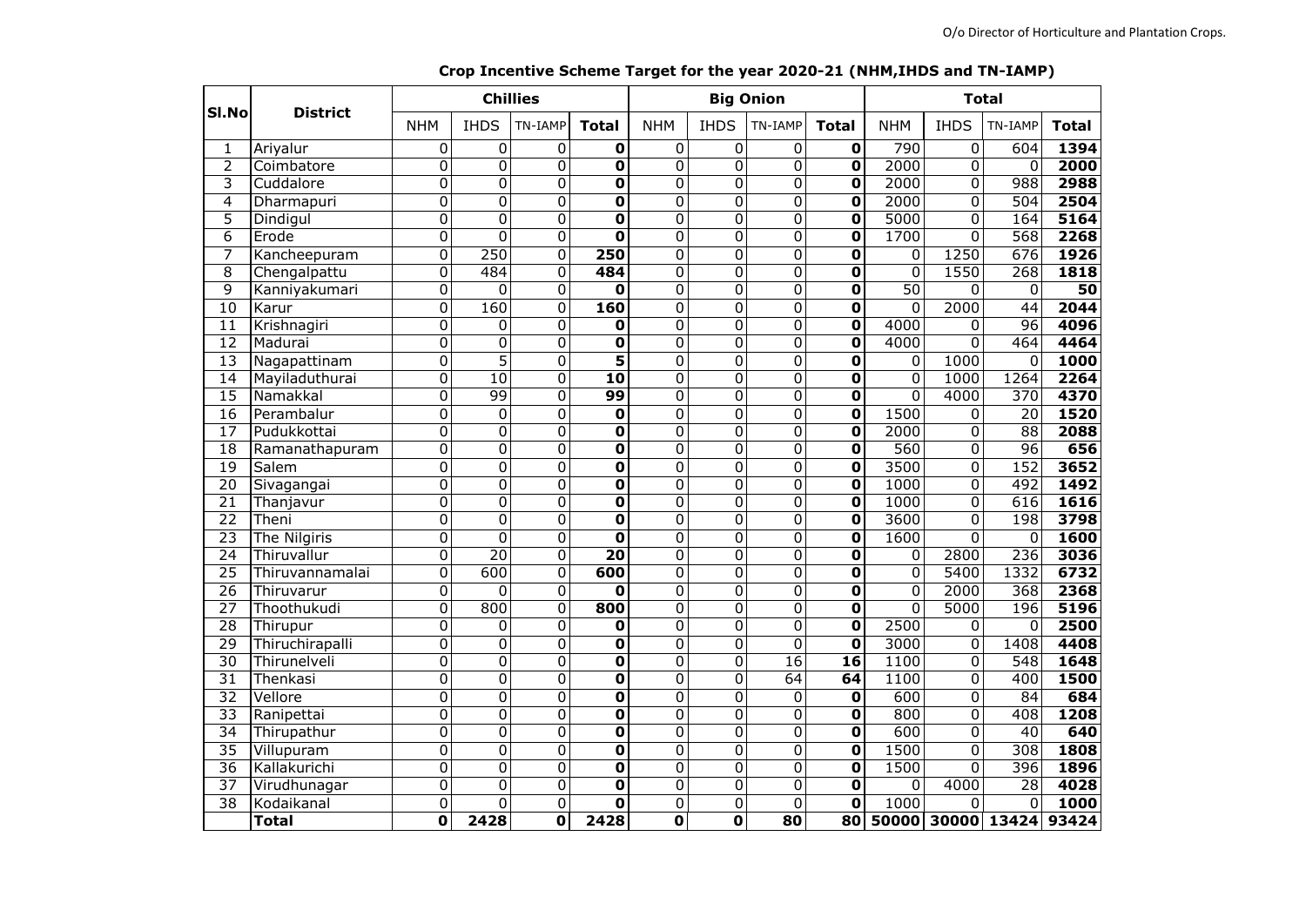O/o Director of Horticulture and Plantation Crops.

## Crop Incentive Scheme Target for the year 2020-21 (NHM,IHDS and TN-IAMP)

| Sl.No | District | Chillies | | | | Big Onion | | | | Total | | | |
|---|---|---|---|---|---|---|---|---|---|---|---|---|---|
| | | NHM | IHDS | TN-IAMP | Total | NHM | IHDS | TN-IAMP | Total | NHM | IHDS | TN-IAMP | Total |
| 1 | Ariyalur | 0 | 0 | 0 | **0** | 0 | 0 | 0 | **0** | 790 | 0 | 604 | **1394** |
| 2 | Coimbatore | 0 | 0 | 0 | **0** | 0 | 0 | 0 | **0** | 2000 | 0 | 0 | **2000** |
| 3 | Cuddalore | 0 | 0 | 0 | **0** | 0 | 0 | 0 | **0** | 2000 | 0 | 988 | **2988** |
| 4 | Dharmapuri | 0 | 0 | 0 | **0** | 0 | 0 | 0 | **0** | 2000 | 0 | 504 | **2504** |
| 5 | Dindigul | 0 | 0 | 0 | **0** | 0 | 0 | 0 | **0** | 5000 | 0 | 164 | **5164** |
| 6 | Erode | 0 | 0 | 0 | **0** | 0 | 0 | 0 | **0** | 1700 | 0 | 568 | **2268** |
| 7 | Kancheepuram | 0 | 250 | 0 | **250** | 0 | 0 | 0 | **0** | 0 | 1250 | 676 | **1926** |
| 8 | Chengalpattu | 0 | 484 | 0 | **484** | 0 | 0 | 0 | **0** | 0 | 1550 | 268 | **1818** |
| 9 | Kanniyakumari | 0 | 0 | 0 | **0** | 0 | 0 | 0 | **0** | 50 | 0 | 0 | **50** |
| 10 | Karur | 0 | 160 | 0 | **160** | 0 | 0 | 0 | **0** | 0 | 2000 | 44 | **2044** |
| 11 | Krishnagiri | 0 | 0 | 0 | **0** | 0 | 0 | 0 | **0** | 4000 | 0 | 96 | **4096** |
| 12 | Madurai | 0 | 0 | 0 | **0** | 0 | 0 | 0 | **0** | 4000 | 0 | 464 | **4464** |
| 13 | Nagapattinam | 0 | 5 | 0 | **5** | 0 | 0 | 0 | **0** | 0 | 1000 | 0 | **1000** |
| 14 | Mayiladuthurai | 0 | 10 | 0 | **10** | 0 | 0 | 0 | **0** | 0 | 1000 | 1264 | **2264** |
| 15 | Namakkal | 0 | 99 | 0 | **99** | 0 | 0 | 0 | **0** | 0 | 4000 | 370 | **4370** |
| 16 | Perambalur | 0 | 0 | 0 | **0** | 0 | 0 | 0 | **0** | 1500 | 0 | 20 | **1520** |
| 17 | Pudukkottai | 0 | 0 | 0 | **0** | 0 | 0 | 0 | **0** | 2000 | 0 | 88 | **2088** |
| 18 | Ramanathapuram | 0 | 0 | 0 | **0** | 0 | 0 | 0 | **0** | 560 | 0 | 96 | **656** |
| 19 | Salem | 0 | 0 | 0 | **0** | 0 | 0 | 0 | **0** | 3500 | 0 | 152 | **3652** |
| 20 | Sivagangai | 0 | 0 | 0 | **0** | 0 | 0 | 0 | **0** | 1000 | 0 | 492 | **1492** |
| 21 | Thanjavur | 0 | 0 | 0 | **0** | 0 | 0 | 0 | **0** | 1000 | 0 | 616 | **1616** |
| 22 | Theni | 0 | 0 | 0 | **0** | 0 | 0 | 0 | **0** | 3600 | 0 | 198 | **3798** |
| 23 | The Nilgiris | 0 | 0 | 0 | **0** | 0 | 0 | 0 | **0** | 1600 | 0 | 0 | **1600** |
| 24 | Thiruvallur | 0 | 20 | 0 | **20** | 0 | 0 | 0 | **0** | 0 | 2800 | 236 | **3036** |
| 25 | Thiruvannamalai | 0 | 600 | 0 | **600** | 0 | 0 | 0 | **0** | 0 | 5400 | 1332 | **6732** |
| 26 | Thiruvarur | 0 | 0 | 0 | **0** | 0 | 0 | 0 | **0** | 0 | 2000 | 368 | **2368** |
| 27 | Thoothukudi | 0 | 800 | 0 | **800** | 0 | 0 | 0 | **0** | 0 | 5000 | 196 | **5196** |
| 28 | Thirupur | 0 | 0 | 0 | **0** | 0 | 0 | 0 | **0** | 2500 | 0 | 0 | **2500** |
| 29 | Thiruchirapalli | 0 | 0 | 0 | **0** | 0 | 0 | 0 | **0** | 3000 | 0 | 1408 | **4408** |
| 30 | Thirunelveli | 0 | 0 | 0 | **0** | 0 | 0 | 16 | **16** | 1100 | 0 | 548 | **1648** |
| 31 | Thenkasi | 0 | 0 | 0 | **0** | 0 | 0 | 64 | **64** | 1100 | 0 | 400 | **1500** |
| 32 | Vellore | 0 | 0 | 0 | **0** | 0 | 0 | 0 | **0** | 600 | 0 | 84 | **684** |
| 33 | Ranipettai | 0 | 0 | 0 | **0** | 0 | 0 | 0 | **0** | 800 | 0 | 408 | **1208** |
| 34 | Thirupathur | 0 | 0 | 0 | **0** | 0 | 0 | 0 | **0** | 600 | 0 | 40 | **640** |
| 35 | Villupuram | 0 | 0 | 0 | **0** | 0 | 0 | 0 | **0** | 1500 | 0 | 308 | **1808** |
| 36 | Kallakurichi | 0 | 0 | 0 | **0** | 0 | 0 | 0 | **0** | 1500 | 0 | 396 | **1896** |
| 37 | Virudhunagar | 0 | 0 | 0 | **0** | 0 | 0 | 0 | **0** | 0 | 4000 | 28 | **4028** |
| 38 | Kodaikanal | 0 | 0 | 0 | **0** | 0 | 0 | 0 | **0** | 1000 | 0 | 0 | **1000** |
| | **Total** | **0** | **2428** | **0** | **2428** | **0** | **0** | **80** | **80** | **50000** | **30000** | **13424** | **93424** |